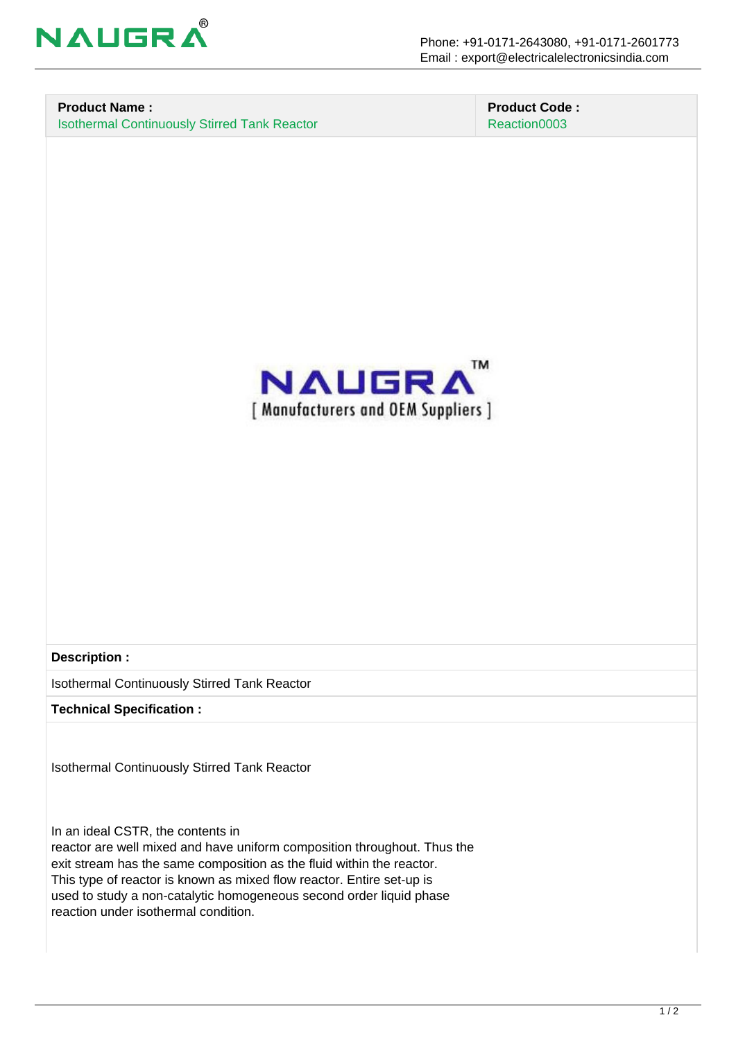| **Product Name :** | **Product Code :** |
| --- | --- |
| Isothermal Continuously Stirred Tank Reactor | Reaction0003 |

**Description :**

Isothermal Continuously Stirred Tank Reactor

**Technical Specification :**

Isothermal Continuously Stirred Tank Reactor

In an ideal CSTR, the contents in
reactor are well mixed and have uniform composition throughout. Thus the
exit stream has the same composition as the fluid within the reactor.
This type of reactor is known as mixed flow reactor. Entire set-up is
used to study a non-catalytic homogeneous second order liquid phase
reaction under isothermal condition.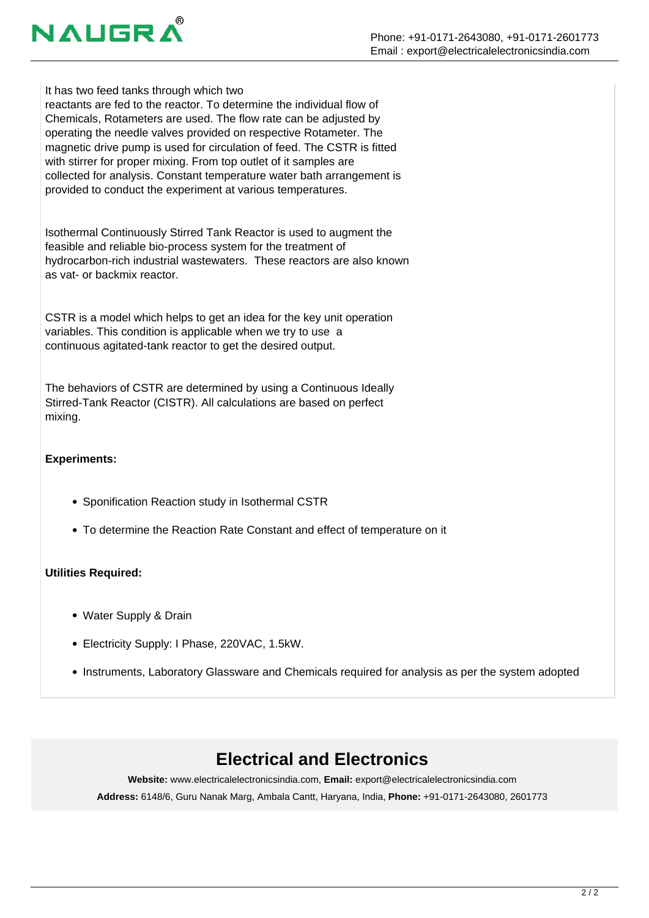It has two feed tanks through which two reactants are fed to the reactor. To determine the individual flow of Chemicals, Rotameters are used. The flow rate can be adjusted by operating the needle valves provided on respective Rotameter. The magnetic drive pump is used for circulation of feed. The CSTR is fitted with stirrer for proper mixing. From top outlet of it samples are collected for analysis. Constant temperature water bath arrangement is provided to conduct the experiment at various temperatures.

Isothermal Continuously Stirred Tank Reactor is used to augment the feasible and reliable bio-process system for the treatment of hydrocarbon-rich industrial wastewaters. These reactors are also known as vat- or backmix reactor.

CSTR is a model which helps to get an idea for the key unit operation variables. This condition is applicable when we try to use a continuous agitated-tank reactor to get the desired output.

The behaviors of CSTR are determined by using a Continuous Ideally Stirred-Tank Reactor (CISTR). All calculations are based on perfect mixing.

**Experiments:**

- Sponification Reaction study in Isothermal CSTR
- To determine the Reaction Rate Constant and effect of temperature on it

**Utilities Required:**

- Water Supply & Drain
- Electricity Supply: I Phase, 220VAC, 1.5kW.
- Instruments, Laboratory Glassware and Chemicals required for analysis as per the system adopted

## Electrical and Electronics

**Website:** www.electricalelectronicsindia.com, **Email:** export@electricalelectronicsindia.com

**Address:** 6148/6, Guru Nanak Marg, Ambala Cantt, Haryana, India, **Phone:** +91-0171-2643080, 2601773